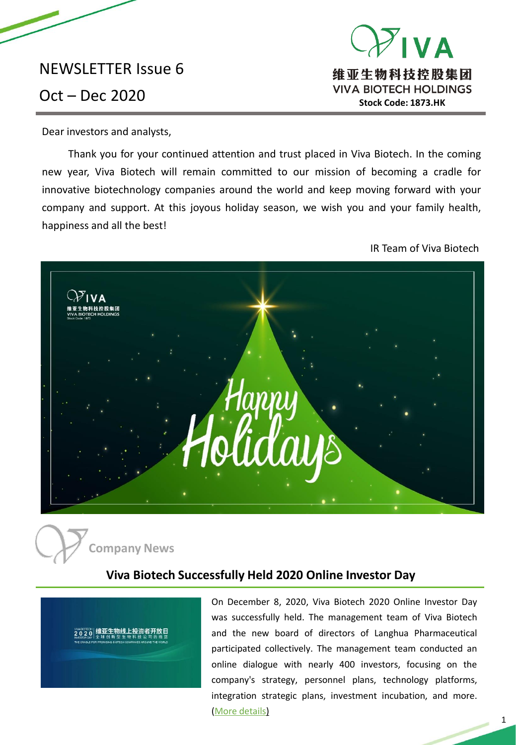# NEWSLETTER Issue 6

## Oct – Dec 2020

维亚生物科技控股集团
VIVA BIOTECH HOLDINGS
**Stock Code: 1873.HK**

Dear investors and analysts,

Thank you for your continued attention and trust placed in Viva Biotech. In the coming new year, Viva Biotech will remain committed to our mission of becoming a cradle for innovative biotechnology companies around the world and keep moving forward with your company and support. At this joyous holiday season, we wish you and your family health, happiness and all the best!

IR Team of Viva Biotech

## Company News

### Viva Biotech Successfully Held 2020 Online Investor Day

On December 8, 2020, Viva Biotech 2020 Online Investor Day was successfully held. The management team of Viva Biotech and the new board of directors of Langhua Pharmaceutical participated collectively. The management team conducted an online dialogue with nearly 400 investors, focusing on the company's strategy, personnel plans, technology platforms, integration strategic plans, investment incubation, and more. (More details)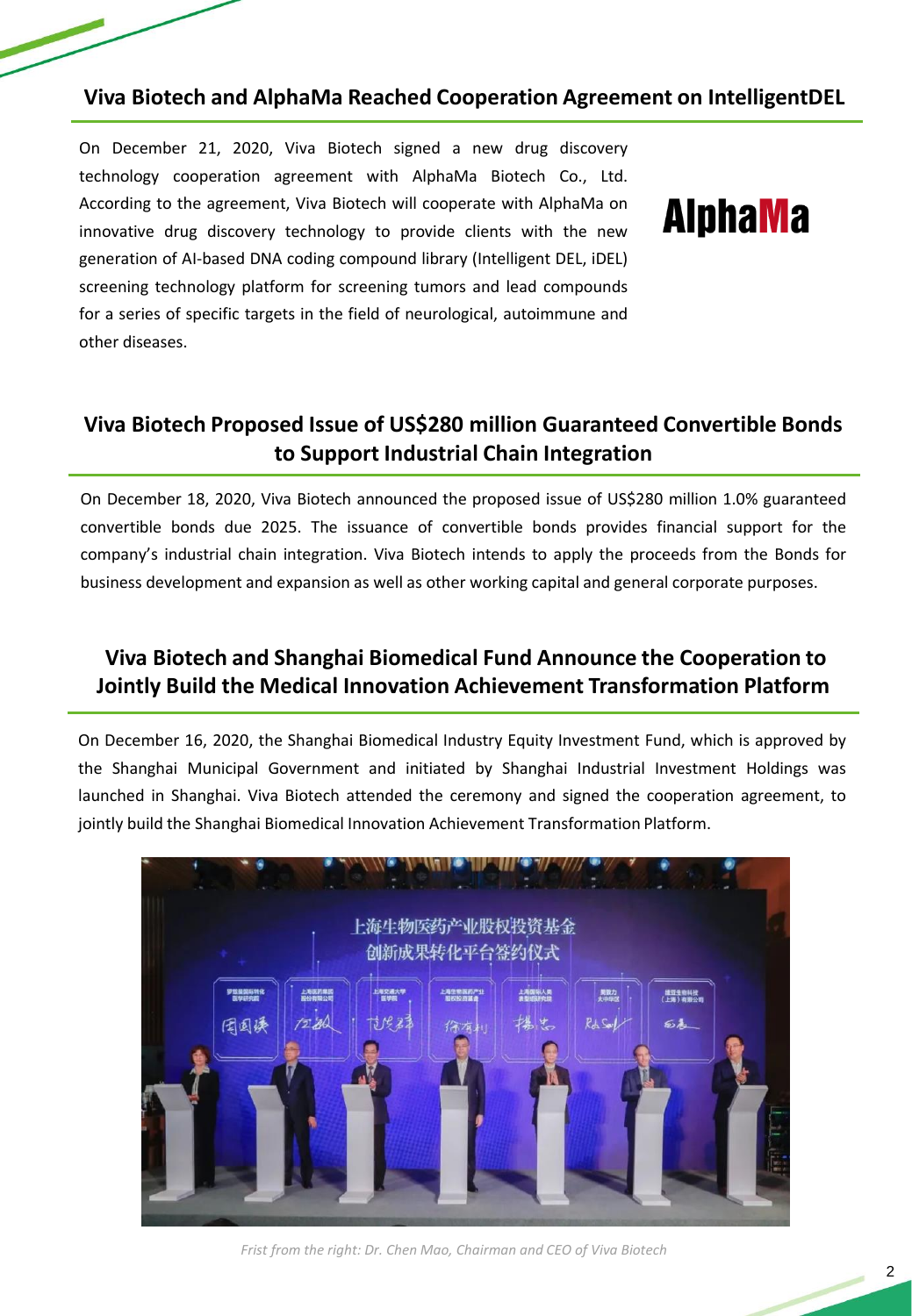## Viva Biotech and AlphaMa Reached Cooperation Agreement on IntelligentDEL

On December 21, 2020, Viva Biotech signed a new drug discovery technology cooperation agreement with AlphaMa Biotech Co., Ltd. According to the agreement, Viva Biotech will cooperate with AlphaMa on innovative drug discovery technology to provide clients with the new generation of AI-based DNA coding compound library (Intelligent DEL, iDEL) screening technology platform for screening tumors and lead compounds for a series of specific targets in the field of neurological, autoimmune and other diseases.

AlphaMa

## Viva Biotech Proposed Issue of US$280 million Guaranteed Convertible Bonds to Support Industrial Chain Integration

On December 18, 2020, Viva Biotech announced the proposed issue of US$280 million 1.0% guaranteed convertible bonds due 2025. The issuance of convertible bonds provides financial support for the company's industrial chain integration. Viva Biotech intends to apply the proceeds from the Bonds for business development and expansion as well as other working capital and general corporate purposes.

## Viva Biotech and Shanghai Biomedical Fund Announce the Cooperation to Jointly Build the Medical Innovation Achievement Transformation Platform

On December 16, 2020, the Shanghai Biomedical Industry Equity Investment Fund, which is approved by the Shanghai Municipal Government and initiated by Shanghai Industrial Investment Holdings was launched in Shanghai. Viva Biotech attended the ceremony and signed the cooperation agreement, to jointly build the Shanghai Biomedical Innovation Achievement Transformation Platform.

*Frist from the right: Dr. Chen Mao, Chairman and CEO of Viva Biotech*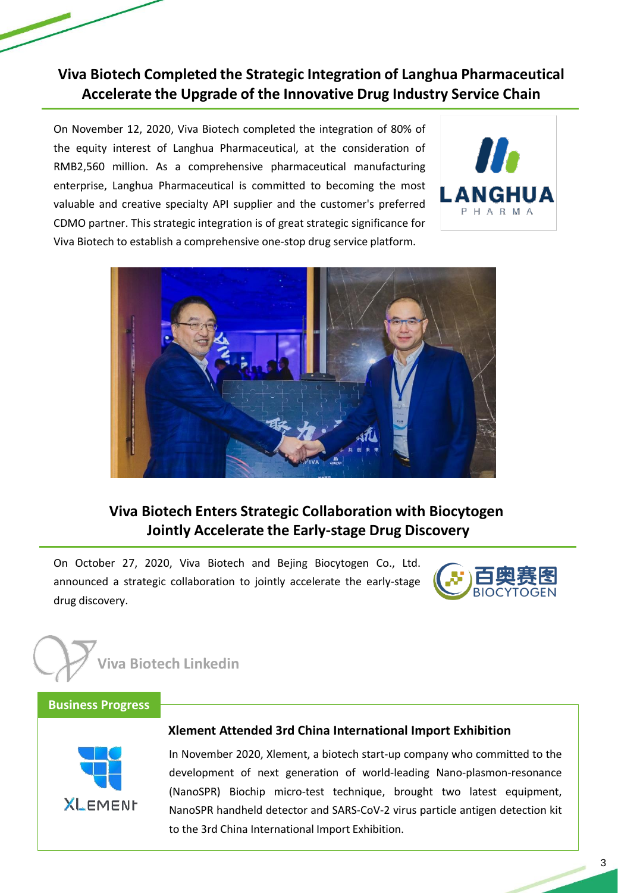## Viva Biotech Completed the Strategic Integration of Langhua Pharmaceutical Accelerate the Upgrade of the Innovative Drug Industry Service Chain

On November 12, 2020, Viva Biotech completed the integration of 80% of the equity interest of Langhua Pharmaceutical, at the consideration of RMB2,560 million. As a comprehensive pharmaceutical manufacturing enterprise, Langhua Pharmaceutical is committed to becoming the most valuable and creative specialty API supplier and the customer's preferred CDMO partner. This strategic integration is of great strategic significance for Viva Biotech to establish a comprehensive one-stop drug service platform.

## Viva Biotech Enters Strategic Collaboration with Biocytogen Jointly Accelerate the Early-stage Drug Discovery

On October 27, 2020, Viva Biotech and Bejing Biocytogen Co., Ltd. announced a strategic collaboration to jointly accelerate the early-stage drug discovery.

## Viva Biotech Linkedin

### Business Progress

#### Xlement Attended 3rd China International Import Exhibition

In November 2020, Xlement, a biotech start-up company who committed to the development of next generation of world-leading Nano-plasmon-resonance (NanoSPR) Biochip micro-test technique, brought two latest equipment, NanoSPR handheld detector and SARS-CoV-2 virus particle antigen detection kit to the 3rd China International Import Exhibition.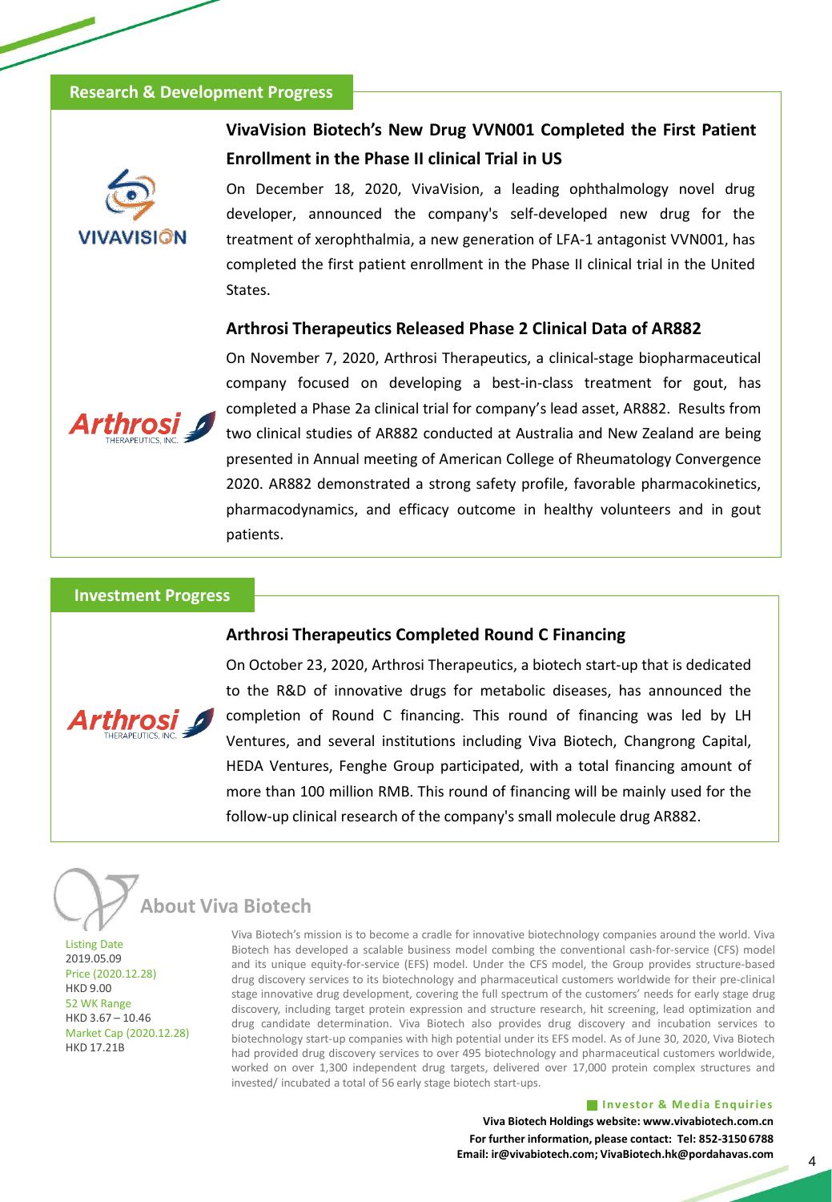## Research & Development Progress

### VivaVision Biotech's New Drug VVN001 Completed the First Patient Enrollment in the Phase II clinical Trial in US

On December 18, 2020, VivaVision, a leading ophthalmology novel drug developer, announced the company's self-developed new drug for the treatment of xerophthalmia, a new generation of LFA-1 antagonist VVN001, has completed the first patient enrollment in the Phase II clinical trial in the United States.

### Arthrosi Therapeutics Released Phase 2 Clinical Data of AR882

On November 7, 2020, Arthrosi Therapeutics, a clinical-stage biopharmaceutical company focused on developing a best-in-class treatment for gout, has completed a Phase 2a clinical trial for company's lead asset, AR882. Results from two clinical studies of AR882 conducted at Australia and New Zealand are being presented in Annual meeting of American College of Rheumatology Convergence 2020. AR882 demonstrated a strong safety profile, favorable pharmacokinetics, pharmacodynamics, and efficacy outcome in healthy volunteers and in gout patients.

## Investment Progress

### Arthrosi Therapeutics Completed Round C Financing

On October 23, 2020, Arthrosi Therapeutics, a biotech start-up that is dedicated to the R&D of innovative drugs for metabolic diseases, has announced the completion of Round C financing. This round of financing was led by LH Ventures, and several institutions including Viva Biotech, Changrong Capital, HEDA Ventures, Fenghe Group participated, with a total financing amount of more than 100 million RMB. This round of financing will be mainly used for the follow-up clinical research of the company's small molecule drug AR882.

## About Viva Biotech

Listing Date
2019.05.09
Price (2020.12.28)
HKD 9.00
52 WK Range
HKD 3.67 – 10.46
Market Cap (2020.12.28)
HKD 17.21B

Viva Biotech's mission is to become a cradle for innovative biotechnology companies around the world. Viva Biotech has developed a scalable business model combing the conventional cash-for-service (CFS) model and its unique equity-for-service (EFS) model. Under the CFS model, the Group provides structure-based drug discovery services to its biotechnology and pharmaceutical customers worldwide for their pre-clinical stage innovative drug development, covering the full spectrum of the customers' needs for early stage drug discovery, including target protein expression and structure research, hit screening, lead optimization and drug candidate determination. Viva Biotech also provides drug discovery and incubation services to biotechnology start-up companies with high potential under its EFS model. As of June 30, 2020, Viva Biotech had provided drug discovery services to over 495 biotechnology and pharmaceutical customers worldwide, worked on over 1,300 independent drug targets, delivered over 17,000 protein complex structures and invested/ incubated a total of 56 early stage biotech start-ups.

**Investor & Media Enquiries**

**Viva Biotech Holdings website: www.vivabiotech.com.cn**
**For further information, please contact: Tel: 852-3150 6788**
**Email: ir@vivabiotech.com; VivaBiotech.hk@pordahavas.com**